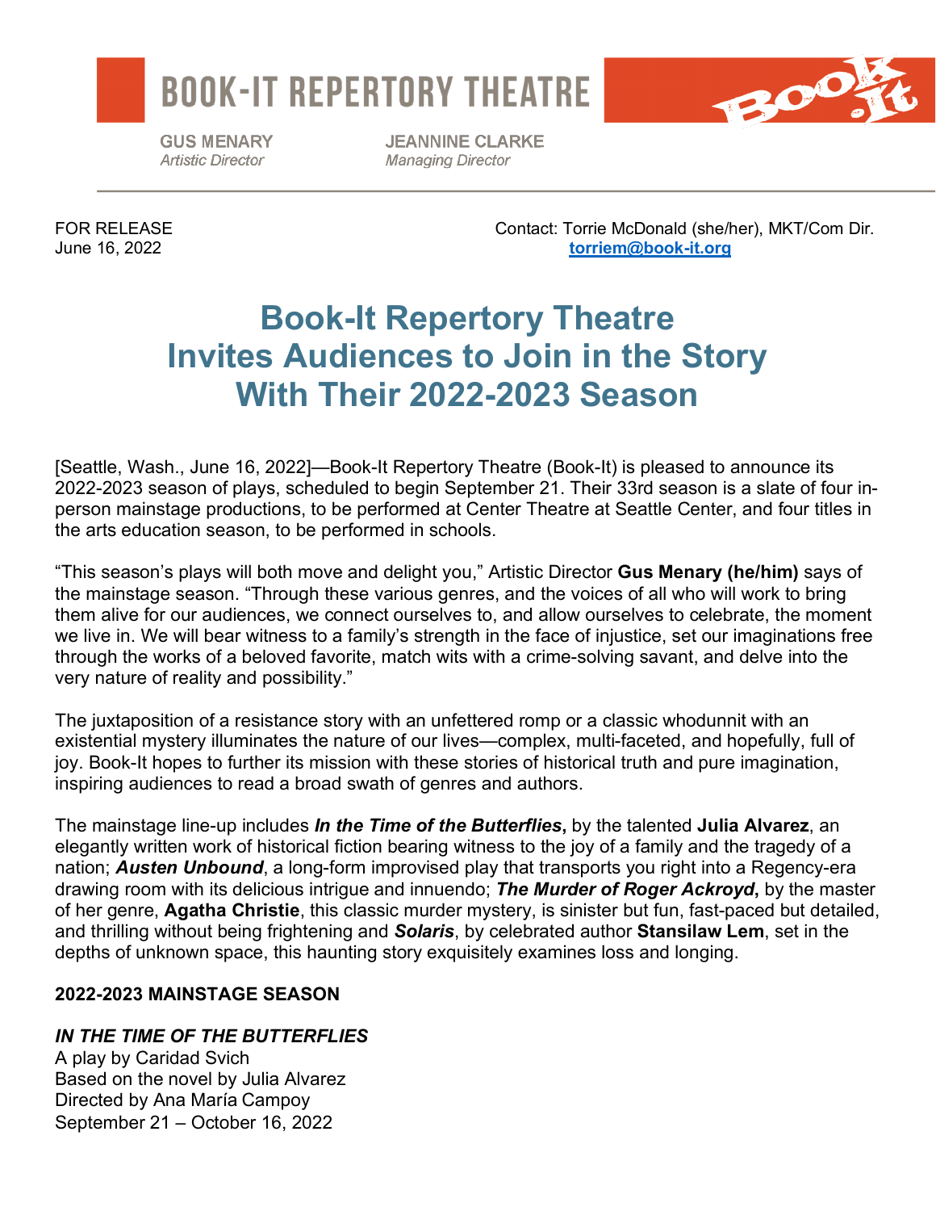# BOOK-IT REPERTORY THEATRE

**GUS MENARY**
*Artistic Director*

**JEANNINE CLARKE**
*Managing Director*

FOR RELEASE
June 16, 2022

Contact: Torrie McDonald (she/her), MKT/Com Dir.
**torriem@book-it.org**

# Book-It Repertory Theatre Invites Audiences to Join in the Story With Their 2022-2023 Season

[Seattle, Wash., June 16, 2022]—Book-It Repertory Theatre (Book-It) is pleased to announce its 2022-2023 season of plays, scheduled to begin September 21. Their 33rd season is a slate of four in-person mainstage productions, to be performed at Center Theatre at Seattle Center, and four titles in the arts education season, to be performed in schools.

"This season's plays will both move and delight you," Artistic Director **Gus Menary (he/him)** says of the mainstage season. "Through these various genres, and the voices of all who will work to bring them alive for our audiences, we connect ourselves to, and allow ourselves to celebrate, the moment we live in. We will bear witness to a family's strength in the face of injustice, set our imaginations free through the works of a beloved favorite, match wits with a crime-solving savant, and delve into the very nature of reality and possibility."

The juxtaposition of a resistance story with an unfettered romp or a classic whodunnit with an existential mystery illuminates the nature of our lives—complex, multi-faceted, and hopefully, full of joy. Book-It hopes to further its mission with these stories of historical truth and pure imagination, inspiring audiences to read a broad swath of genres and authors.

The mainstage line-up includes ***In the Time of the Butterflies*,** by the talented **Julia Alvarez**, an elegantly written work of historical fiction bearing witness to the joy of a family and the tragedy of a nation; ***Austen Unbound***, a long-form improvised play that transports you right into a Regency-era drawing room with its delicious intrigue and innuendo; ***The Murder of Roger Ackroyd*,** by the master of her genre, **Agatha Christie**, this classic murder mystery, is sinister but fun, fast-paced but detailed, and thrilling without being frightening and ***Solaris***, by celebrated author **Stansilaw Lem**, set in the depths of unknown space, this haunting story exquisitely examines loss and longing.

**2022-2023 MAINSTAGE SEASON**

***IN THE TIME OF THE BUTTERFLIES***
A play by Caridad Svich
Based on the novel by Julia Alvarez
Directed by Ana María Campoy
September 21 – October 16, 2022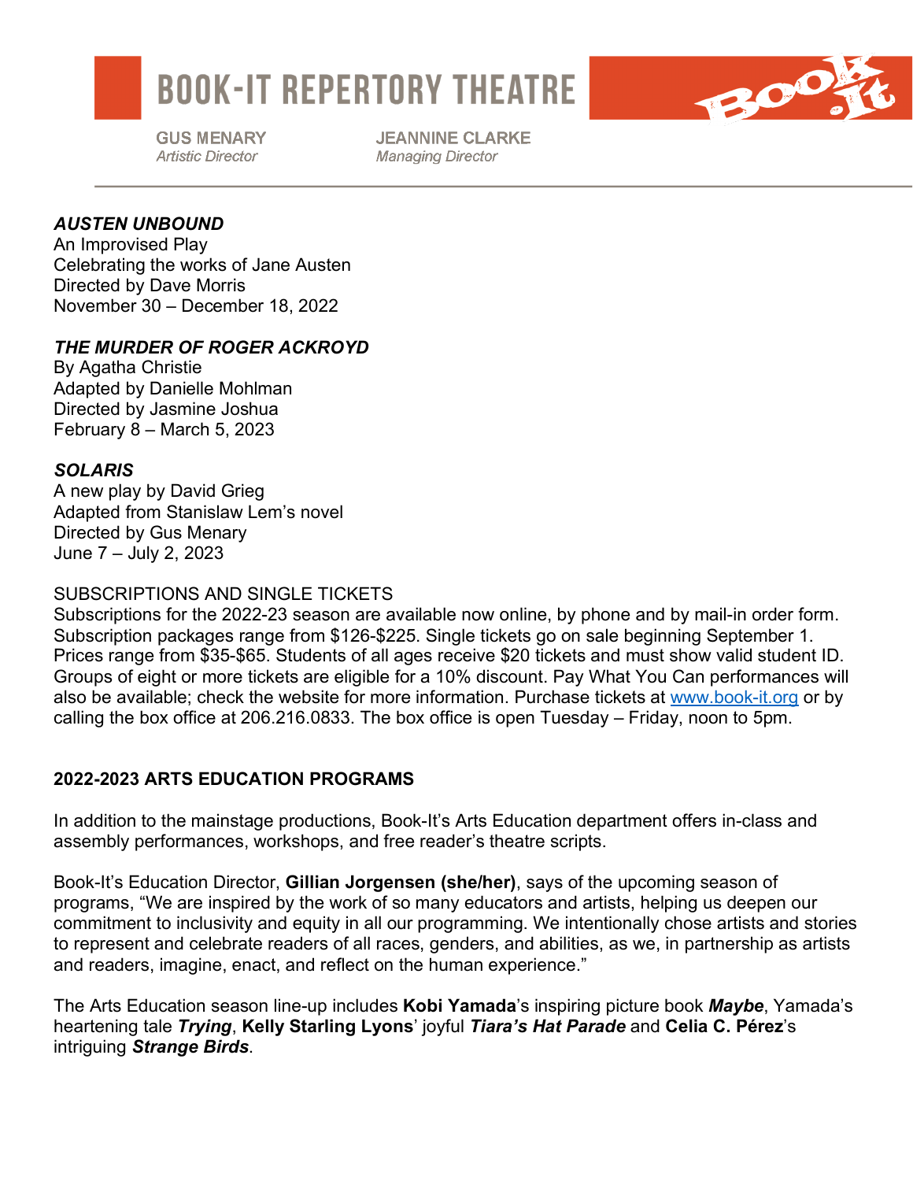***AUSTEN UNBOUND***
An Improvised Play
Celebrating the works of Jane Austen
Directed by Dave Morris
November 30 – December 18, 2022

***THE MURDER OF ROGER ACKROYD***
By Agatha Christie
Adapted by Danielle Mohlman
Directed by Jasmine Joshua
February 8 – March 5, 2023

***SOLARIS***
A new play by David Grieg
Adapted from Stanislaw Lem's novel
Directed by Gus Menary
June 7 – July 2, 2023

SUBSCRIPTIONS AND SINGLE TICKETS
Subscriptions for the 2022-23 season are available now online, by phone and by mail-in order form. Subscription packages range from $126-$225. Single tickets go on sale beginning September 1. Prices range from $35-$65. Students of all ages receive $20 tickets and must show valid student ID. Groups of eight or more tickets are eligible for a 10% discount. Pay What You Can performances will also be available; check the website for more information. Purchase tickets at www.book-it.org or by calling the box office at 206.216.0833. The box office is open Tuesday – Friday, noon to 5pm.

**2022-2023 ARTS EDUCATION PROGRAMS**

In addition to the mainstage productions, Book-It's Arts Education department offers in-class and assembly performances, workshops, and free reader's theatre scripts.

Book-It's Education Director, **Gillian Jorgensen (she/her)**, says of the upcoming season of programs, "We are inspired by the work of so many educators and artists, helping us deepen our commitment to inclusivity and equity in all our programming. We intentionally chose artists and stories to represent and celebrate readers of all races, genders, and abilities, as we, in partnership as artists and readers, imagine, enact, and reflect on the human experience."

The Arts Education season line-up includes **Kobi Yamada**'s inspiring picture book ***Maybe***, Yamada's heartening tale ***Trying***, **Kelly Starling Lyons**' joyful ***Tiara's Hat Parade*** and **Celia C. Pérez**'s intriguing ***Strange Birds***.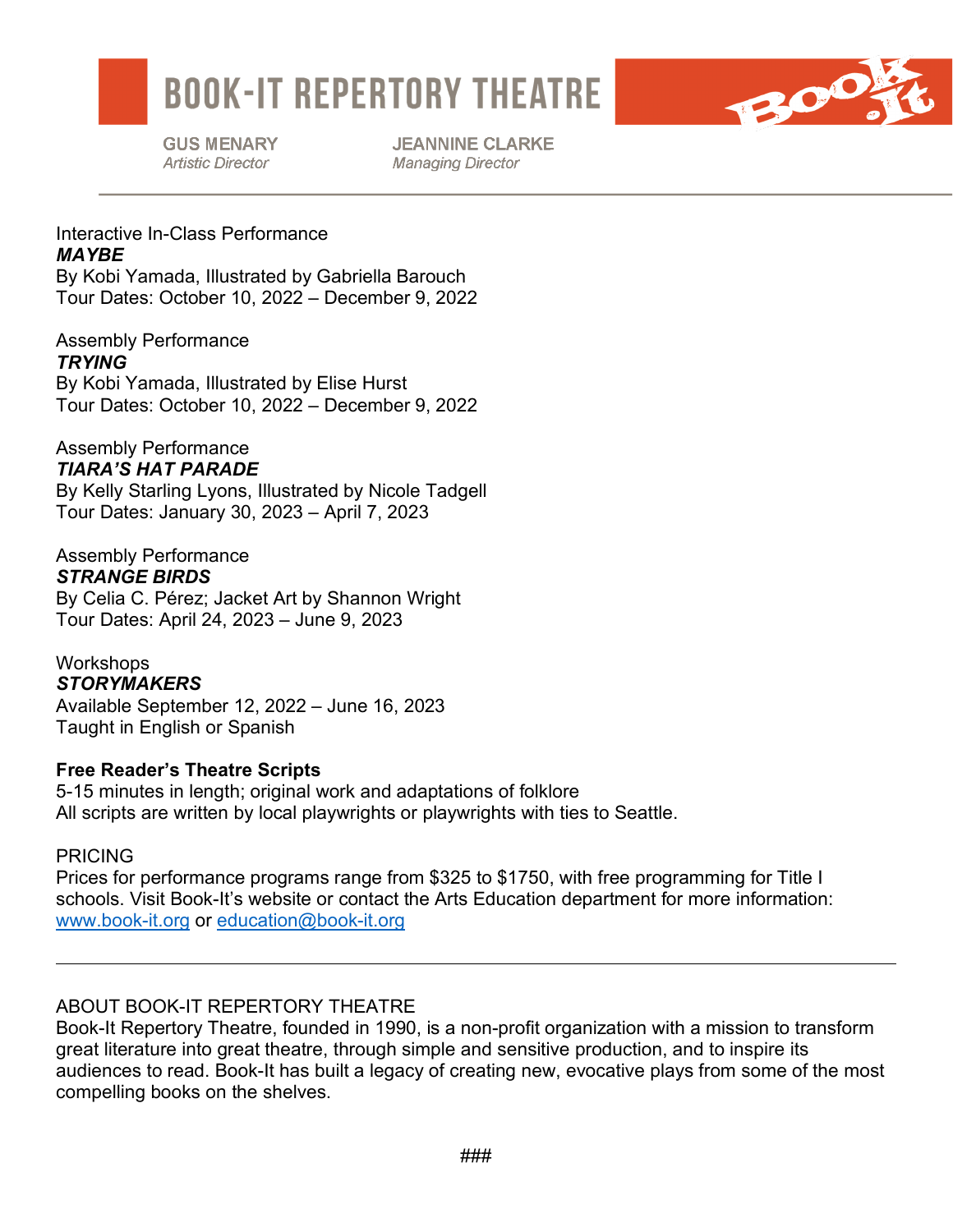# BOOK-IT REPERTORY THEATRE

**GUS MENARY**
*Artistic Director*

**JEANNINE CLARKE**
*Managing Director*

---

Interactive In-Class Performance
***MAYBE***
By Kobi Yamada, Illustrated by Gabriella Barouch
Tour Dates: October 10, 2022 – December 9, 2022

Assembly Performance
***TRYING***
By Kobi Yamada, Illustrated by Elise Hurst
Tour Dates: October 10, 2022 – December 9, 2022

Assembly Performance
***TIARA'S HAT PARADE***
By Kelly Starling Lyons, Illustrated by Nicole Tadgell
Tour Dates: January 30, 2023 – April 7, 2023

Assembly Performance
***STRANGE BIRDS***
By Celia C. Pérez; Jacket Art by Shannon Wright
Tour Dates: April 24, 2023 – June 9, 2023

Workshops
***STORYMAKERS***
Available September 12, 2022 – June 16, 2023
Taught in English or Spanish

**Free Reader's Theatre Scripts**
5-15 minutes in length; original work and adaptations of folklore
All scripts are written by local playwrights or playwrights with ties to Seattle.

PRICING
Prices for performance programs range from $325 to $1750, with free programming for Title I schools. Visit Book-It's website or contact the Arts Education department for more information: [www.book-it.org](http://www.book-it.org) or [education@book-it.org](mailto:education@book-it.org)

---

ABOUT BOOK-IT REPERTORY THEATRE
Book-It Repertory Theatre, founded in 1990, is a non-profit organization with a mission to transform great literature into great theatre, through simple and sensitive production, and to inspire its audiences to read. Book-It has built a legacy of creating new, evocative plays from some of the most compelling books on the shelves.

###